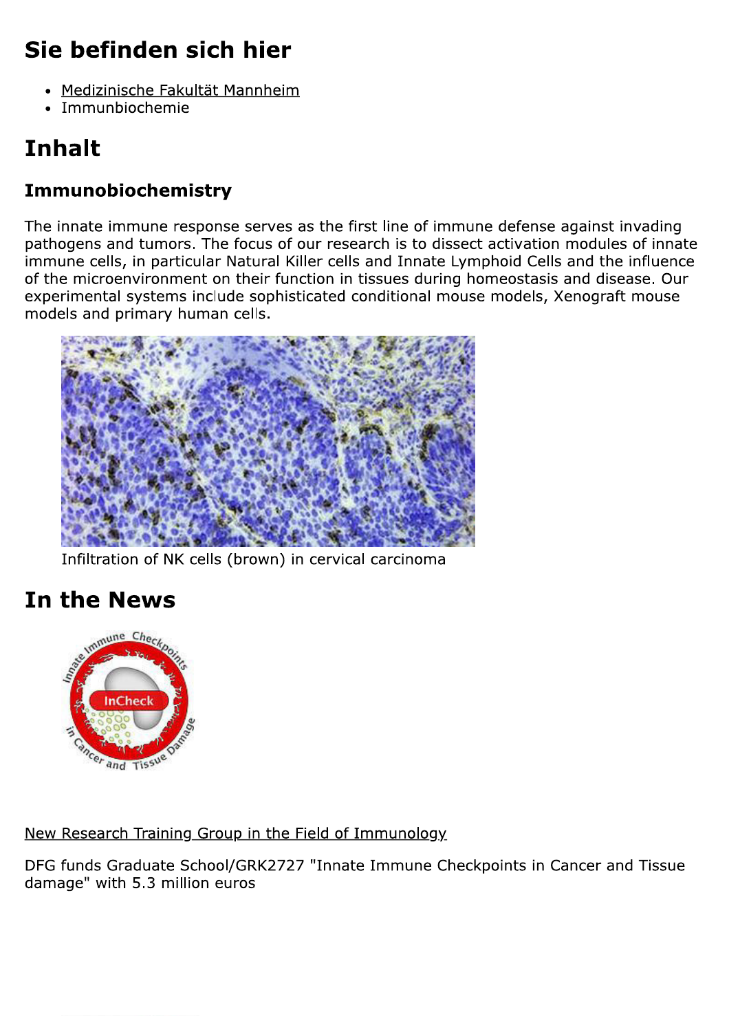# Sie befinden sich hier

- Medizinische Fakultät Mannheim
- Immunbiochemie

# Inhalt

### Immunobiochemistry

The innate immune response serves as the first line of immune defense against invading pathogens and tumors. The focus of our research is to dissect activation modules of innate immune cells, in particular Natural Killer cells and Innate Lymphoid Cells and the influence of the microenvironment on their function in tissues during homeostasis and disease. Our experimental systems include sophisticated conditional mouse models, Xenograft mouse models and primary human cells.

Infiltration of NK cells (brown) in cervical carcinoma

# In the News

New Research Training Group in the Field of Immunology

DFG funds Graduate School/GRK2727 "Innate Immune Checkpoints in Cancer and Tissue damage" with 5.3 million euros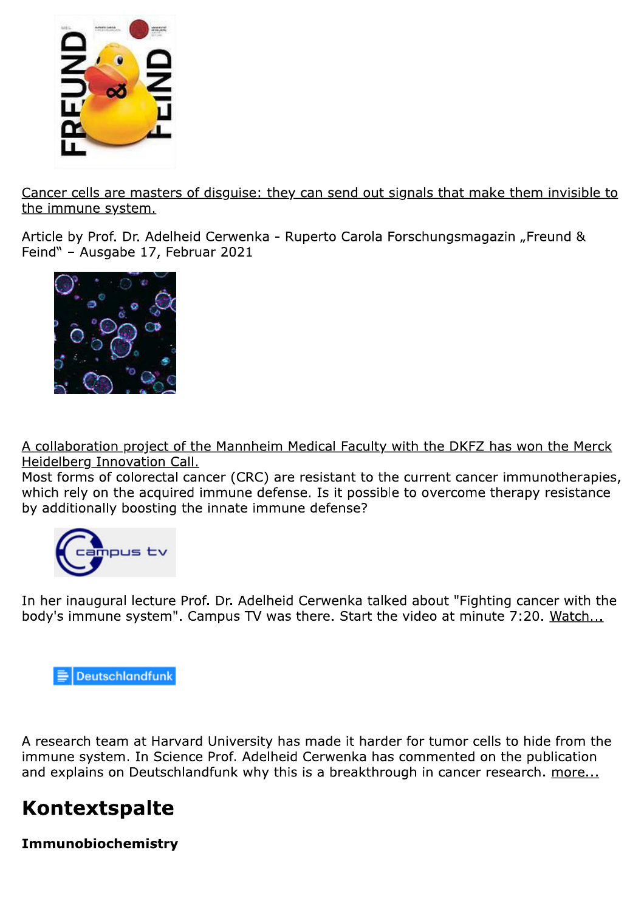Cancer cells are masters of disguise: they can send out signals that make them invisible to the immune system.

Article by Prof. Dr. Adelheid Cerwenka - Ruperto Carola Forschungsmagazin „Freund & Feind" – Ausgabe 17, Februar 2021

A collaboration project of the Mannheim Medical Faculty with the DKFZ has won the Merck Heidelberg Innovation Call.
Most forms of colorectal cancer (CRC) are resistant to the current cancer immunotherapies, which rely on the acquired immune defense. Is it possible to overcome therapy resistance by additionally boosting the innate immune defense?

In her inaugural lecture Prof. Dr. Adelheid Cerwenka talked about "Fighting cancer with the body's immune system". Campus TV was there. Start the video at minute 7:20. Watch...

A research team at Harvard University has made it harder for tumor cells to hide from the immune system. In Science Prof. Adelheid Cerwenka has commented on the publication and explains on Deutschlandfunk why this is a breakthrough in cancer research. more...

## Kontextspalte

**Immunobiochemistry**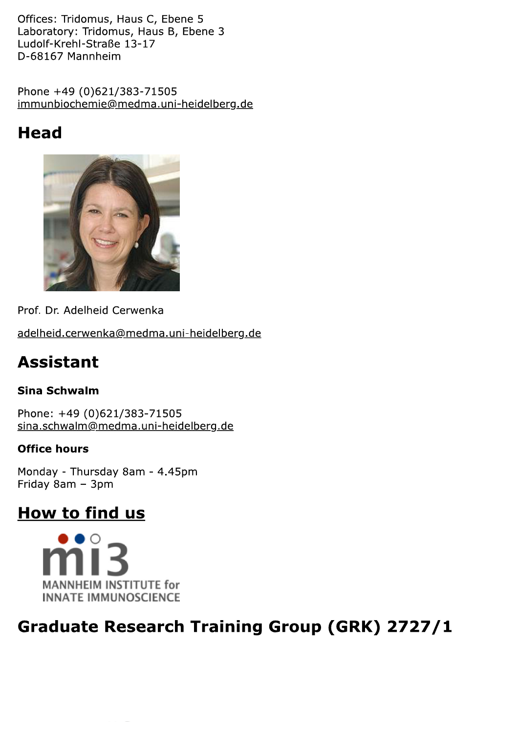Offices: Tridomus, Haus C, Ebene 5
Laboratory: Tridomus, Haus B, Ebene 3
Ludolf-Krehl-Straße 13-17
D-68167 Mannheim

Phone +49 (0)621/383-71505
immunbiochemie@medma.uni-heidelberg.de

## Head

Prof. Dr. Adelheid Cerwenka

adelheid.cerwenka@medma.uni-heidelberg.de

## Assistant

**Sina Schwalm**

Phone: +49 (0)621/383-71505
sina.schwalm@medma.uni-heidelberg.de

**Office hours**

Monday - Thursday 8am - 4.45pm
Friday 8am – 3pm

## How to find us

## Graduate Research Training Group (GRK) 2727/1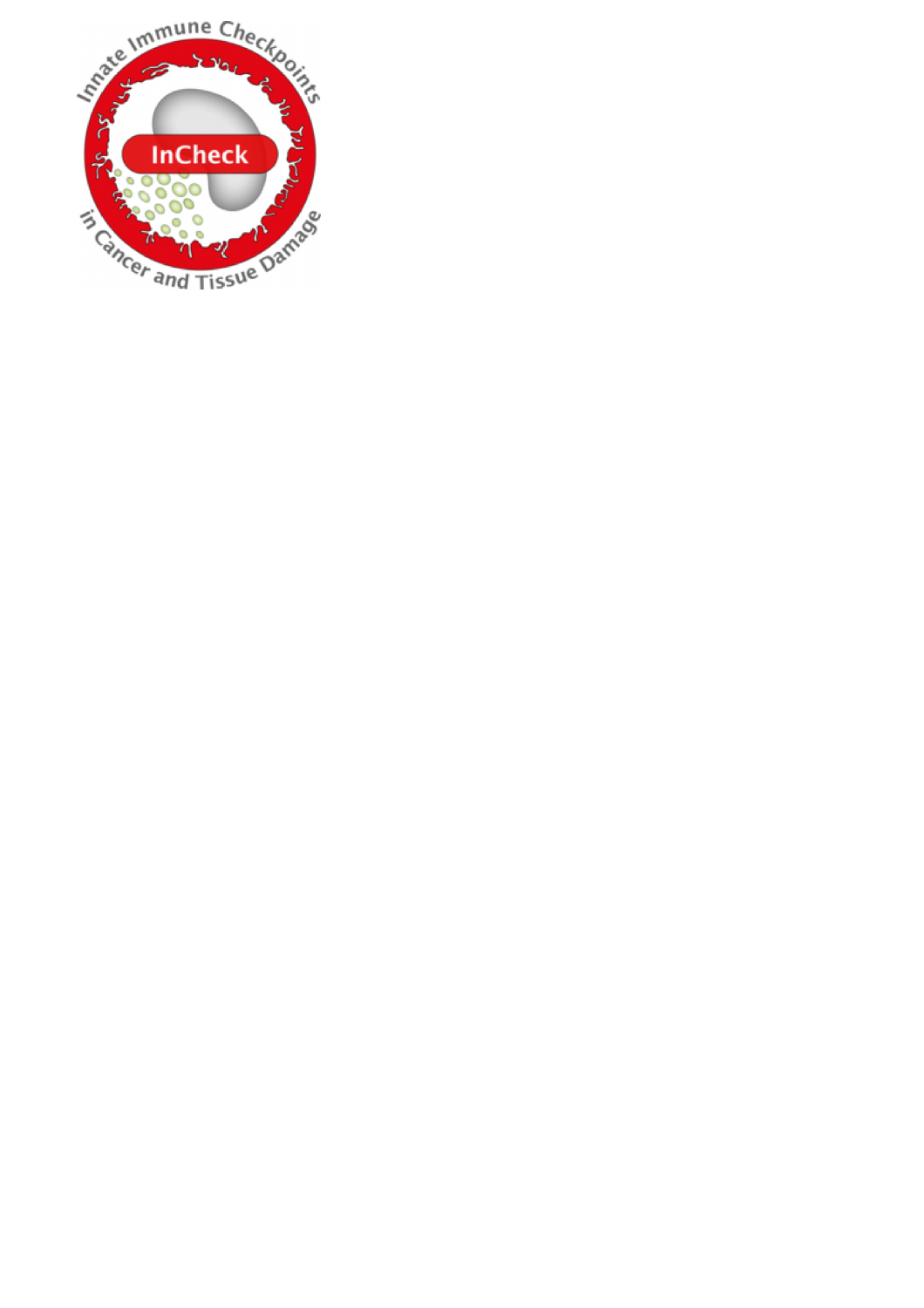Innate Immune Checkpoints in Cancer and Tissue Damage

InCheck